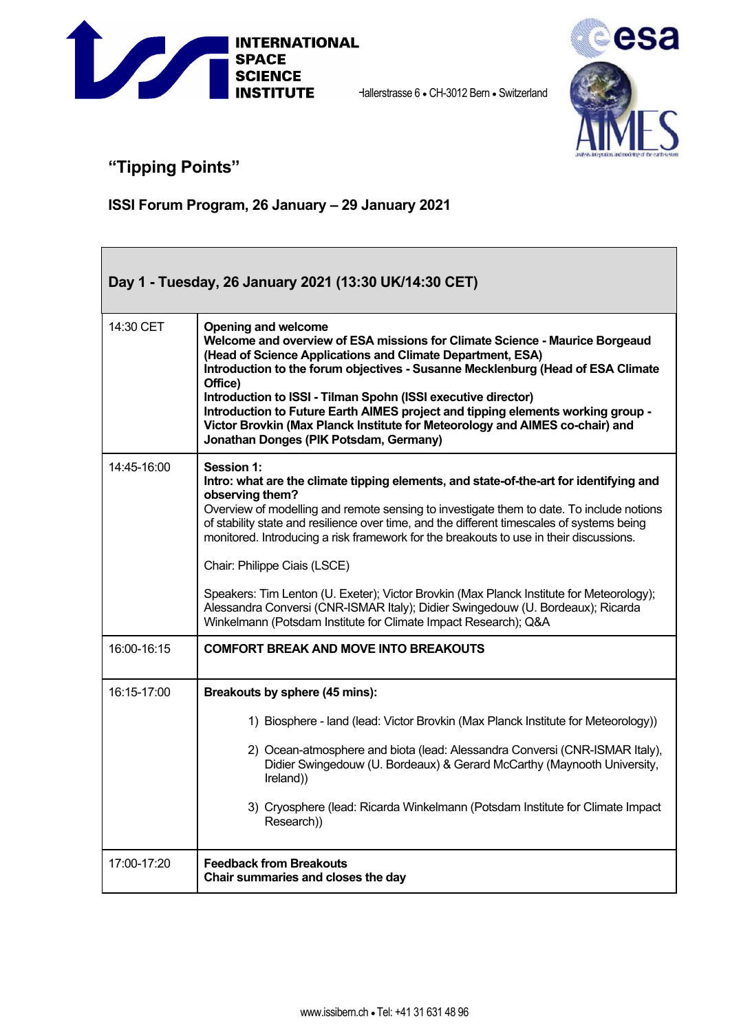INTERNATIONAL SPACE SCIENCE INSTITUTE

Hallerstrasse 6 • CH-3012 Bern • Switzerland

# "Tipping Points"

## ISSI Forum Program, 26 January – 29 January 2021

| **Day 1 - Tuesday, 26 January 2021 (13:30 UK/14:30 CET)** | |
|---|---|
| 14:30 CET | **Opening and welcome**<br>**Welcome and overview of ESA missions for Climate Science - Maurice Borgeaud (Head of Science Applications and Climate Department, ESA)**<br>**Introduction to the forum objectives - Susanne Mecklenburg (Head of ESA Climate Office)**<br>**Introduction to ISSI - Tilman Spohn (ISSI executive director)**<br>**Introduction to Future Earth AIMES project and tipping elements working group - Victor Brovkin (Max Planck Institute for Meteorology and AIMES co-chair) and Jonathan Donges (PIK Potsdam, Germany)** |
| 14:45-16:00 | **Session 1:**<br>**Intro: what are the climate tipping elements, and state-of-the-art for identifying and observing them?**<br>Overview of modelling and remote sensing to investigate them to date. To include notions of stability state and resilience over time, and the different timescales of systems being monitored. Introducing a risk framework for the breakouts to use in their discussions.<br><br>Chair: Philippe Ciais (LSCE)<br><br>Speakers: Tim Lenton (U. Exeter); Victor Brovkin (Max Planck Institute for Meteorology); Alessandra Conversi (CNR-ISMAR Italy); Didier Swingedouw (U. Bordeaux); Ricarda Winkelmann (Potsdam Institute for Climate Impact Research); Q&A |
| 16:00-16:15 | **COMFORT BREAK AND MOVE INTO BREAKOUTS** |
| 16:15-17:00 | **Breakouts by sphere (45 mins):**<br><br>1) Biosphere - land (lead: Victor Brovkin (Max Planck Institute for Meteorology))<br><br>2) Ocean-atmosphere and biota (lead: Alessandra Conversi (CNR-ISMAR Italy), Didier Swingedouw (U. Bordeaux) & Gerard McCarthy (Maynooth University, Ireland))<br><br>3) Cryosphere (lead: Ricarda Winkelmann (Potsdam Institute for Climate Impact Research)) |
| 17:00-17:20 | **Feedback from Breakouts**<br>**Chair summaries and closes the day** |

www.issibern.ch • Tel: +41 31 631 48 96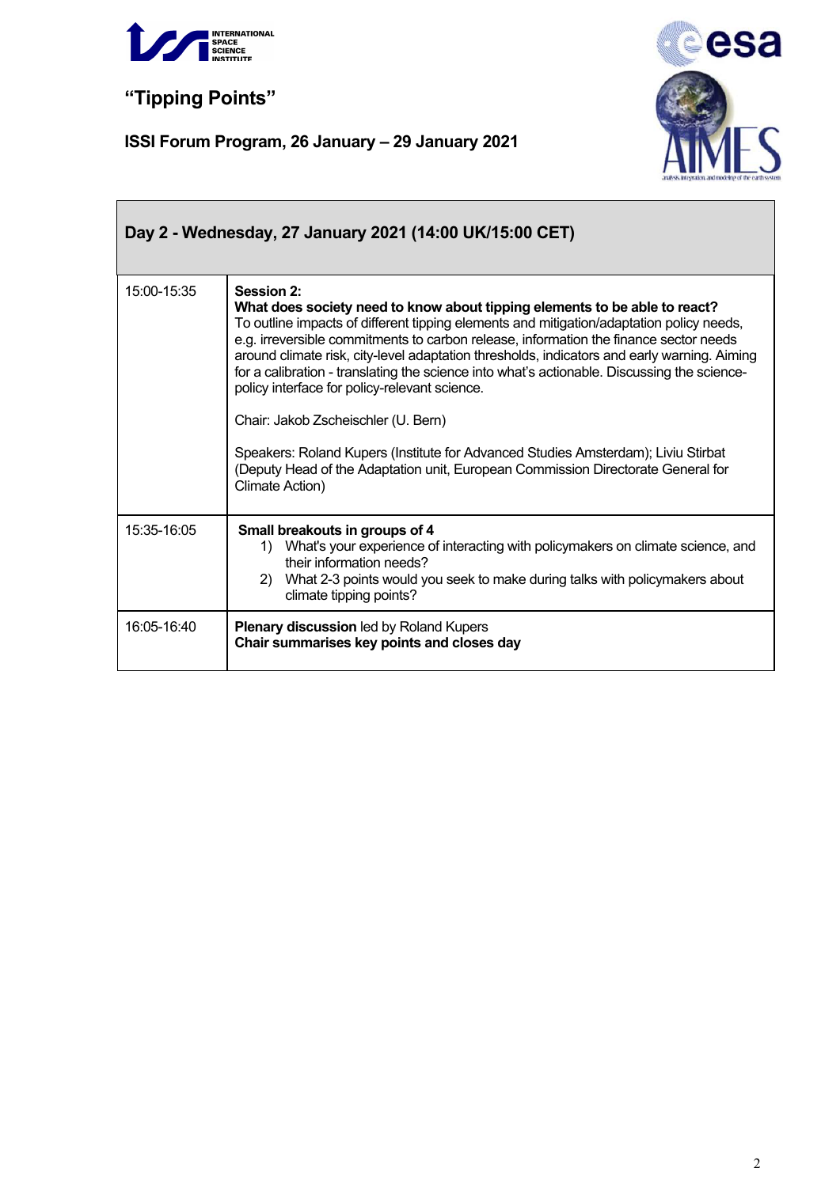# "Tipping Points"

## ISSI Forum Program, 26 January – 29 January 2021

| Day 2 - Wednesday, 27 January 2021 (14:00 UK/15:00 CET) | |
|---|---|
| 15:00-15:35 | **Session 2:**<br>**What does society need to know about tipping elements to be able to react?**<br>To outline impacts of different tipping elements and mitigation/adaptation policy needs, e.g. irreversible commitments to carbon release, information the finance sector needs around climate risk, city-level adaptation thresholds, indicators and early warning. Aiming for a calibration - translating the science into what's actionable. Discussing the science-policy interface for policy-relevant science.<br><br>Chair: Jakob Zscheischler (U. Bern)<br><br>Speakers: Roland Kupers (Institute for Advanced Studies Amsterdam); Liviu Stirbat (Deputy Head of the Adaptation unit, European Commission Directorate General for Climate Action) |
| 15:35-16:05 | **Small breakouts in groups of 4**<br>1) What's your experience of interacting with policymakers on climate science, and their information needs?<br>2) What 2-3 points would you seek to make during talks with policymakers about climate tipping points? |
| 16:05-16:40 | **Plenary discussion** led by Roland Kupers<br>**Chair summarises key points and closes day** |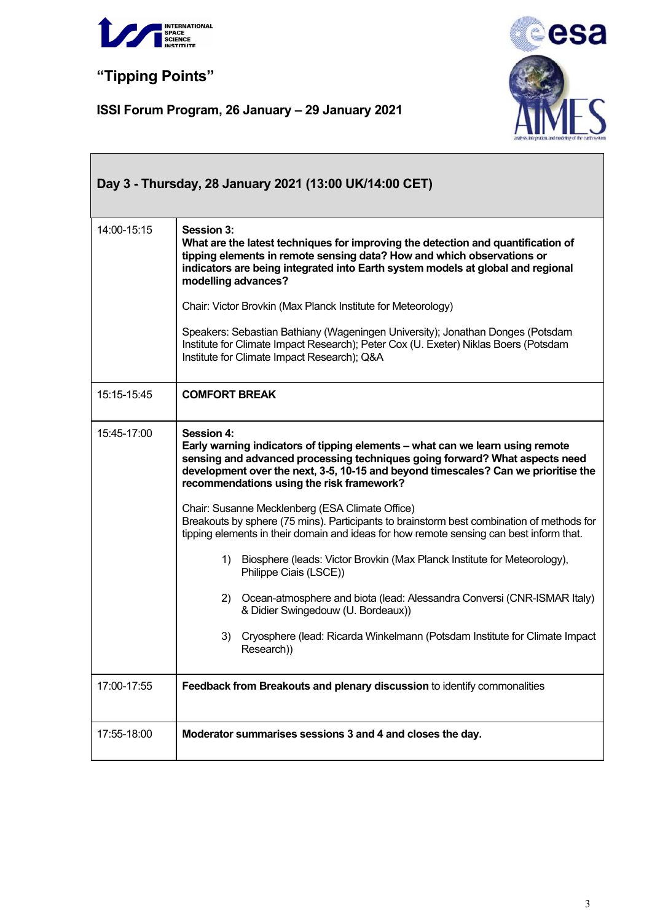**“Tipping Points”**

**ISSI Forum Program, 26 January – 29 January 2021**

| **Day 3 - Thursday, 28 January 2021 (13:00 UK/14:00 CET)** | |
|---|---|
| 14:00-15:15 | **Session 3:** **What are the latest techniques for improving the detection and quantification of tipping elements in remote sensing data? How and which observations or indicators are being integrated into Earth system models at global and regional modelling advances?** <br><br> Chair: Victor Brovkin (Max Planck Institute for Meteorology) <br><br> Speakers: Sebastian Bathiany (Wageningen University); Jonathan Donges (Potsdam Institute for Climate Impact Research); Peter Cox (U. Exeter) Niklas Boers (Potsdam Institute for Climate Impact Research); Q&A |
| 15:15-15:45 | **COMFORT BREAK** |
| 15:45-17:00 | **Session 4:** **Early warning indicators of tipping elements – what can we learn using remote sensing and advanced processing techniques going forward? What aspects need development over the next, 3-5, 10-15 and beyond timescales? Can we prioritise the recommendations using the risk framework?** <br><br> Chair: Susanne Mecklenberg (ESA Climate Office) <br> Breakouts by sphere (75 mins). Participants to brainstorm best combination of methods for tipping elements in their domain and ideas for how remote sensing can best inform that. <br><br> 1) Biosphere (leads: Victor Brovkin (Max Planck Institute for Meteorology), Philippe Ciais (LSCE)) <br><br> 2) Ocean-atmosphere and biota (lead: Alessandra Conversi (CNR-ISMAR Italy) & Didier Swingedouw (U. Bordeaux)) <br><br> 3) Cryosphere (lead: Ricarda Winkelmann (Potsdam Institute for Climate Impact Research)) |
| 17:00-17:55 | **Feedback from Breakouts and plenary discussion** to identify commonalities |
| 17:55-18:00 | **Moderator summarises sessions 3 and 4 and closes the day.** |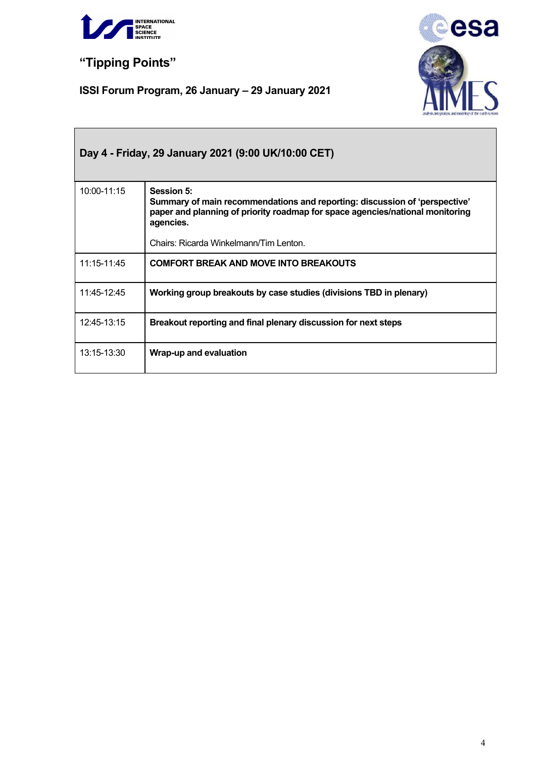# "Tipping Points"

## ISSI Forum Program, 26 January – 29 January 2021

| Day 4 - Friday, 29 January 2021 (9:00 UK/10:00 CET) | |
|---|---|
| 10:00-11:15 | **Session 5:**<br>**Summary of main recommendations and reporting: discussion of 'perspective' paper and planning of priority roadmap for space agencies/national monitoring agencies.**<br><br>Chairs: Ricarda Winkelmann/Tim Lenton. |
| 11:15-11:45 | **COMFORT BREAK AND MOVE INTO BREAKOUTS** |
| 11:45-12:45 | **Working group breakouts by case studies (divisions TBD in plenary)** |
| 12:45-13:15 | **Breakout reporting and final plenary discussion for next steps** |
| 13:15-13:30 | **Wrap-up and evaluation** |